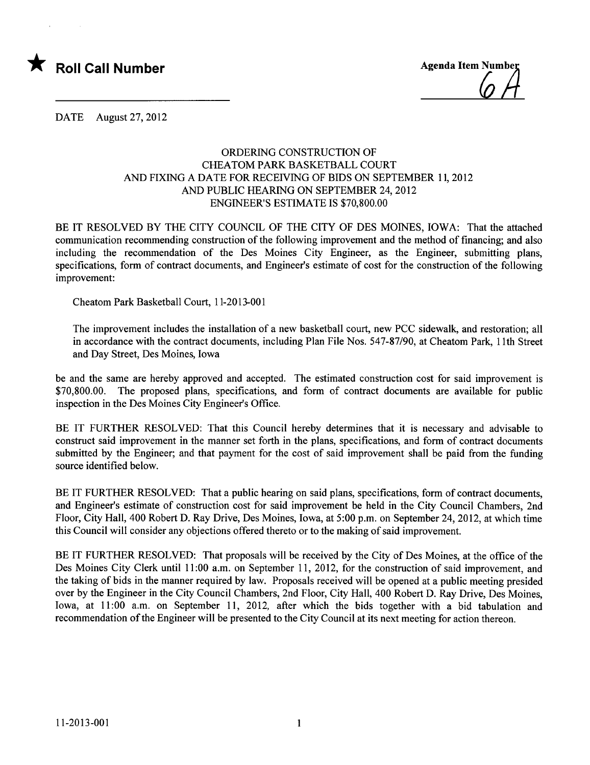★ **Roll Call Number**

Agenda Item Number
6A

DATE August 27, 2012

### ORDERING CONSTRUCTION OF CHEATOM PARK BASKETBALL COURT AND FIXING A DATE FOR RECEIVING OF BIDS ON SEPTEMBER 11, 2012 AND PUBLIC HEARING ON SEPTEMBER 24, 2012 ENGINEER'S ESTIMATE IS $70,800.00

BE IT RESOLVED BY THE CITY COUNCIL OF THE CITY OF DES MOINES, IOWA: That the attached communication recommending construction of the following improvement and the method of financing; and also including the recommendation of the Des Moines City Engineer, as the Engineer, submitting plans, specifications, form of contract documents, and Engineer's estimate of cost for the construction of the following improvement:

Cheatom Park Basketball Court, 11-2013-001

The improvement includes the installation of a new basketball court, new PCC sidewalk, and restoration; all in accordance with the contract documents, including Plan File Nos. 547-87/90, at Cheatom Park, 11th Street and Day Street, Des Moines, Iowa

be and the same are hereby approved and accepted. The estimated construction cost for said improvement is $70,800.00. The proposed plans, specifications, and form of contract documents are available for public inspection in the Des Moines City Engineer's Office.

BE IT FURTHER RESOLVED: That this Council hereby determines that it is necessary and advisable to construct said improvement in the manner set forth in the plans, specifications, and form of contract documents submitted by the Engineer; and that payment for the cost of said improvement shall be paid from the funding source identified below.

BE IT FURTHER RESOLVED: That a public hearing on said plans, specifications, form of contract documents, and Engineer's estimate of construction cost for said improvement be held in the City Council Chambers, 2nd Floor, City Hall, 400 Robert D. Ray Drive, Des Moines, Iowa, at 5:00 p.m. on September 24, 2012, at which time this Council will consider any objections offered thereto or to the making of said improvement.

BE IT FURTHER RESOLVED: That proposals will be received by the City of Des Moines, at the office of the Des Moines City Clerk until 11:00 a.m. on September 11, 2012, for the construction of said improvement, and the taking of bids in the manner required by law. Proposals received will be opened at a public meeting presided over by the Engineer in the City Council Chambers, 2nd Floor, City Hall, 400 Robert D. Ray Drive, Des Moines, Iowa, at 11:00 a.m. on September 11, 2012, after which the bids together with a bid tabulation and recommendation of the Engineer will be presented to the City Council at its next meeting for action thereon.

11-2013-001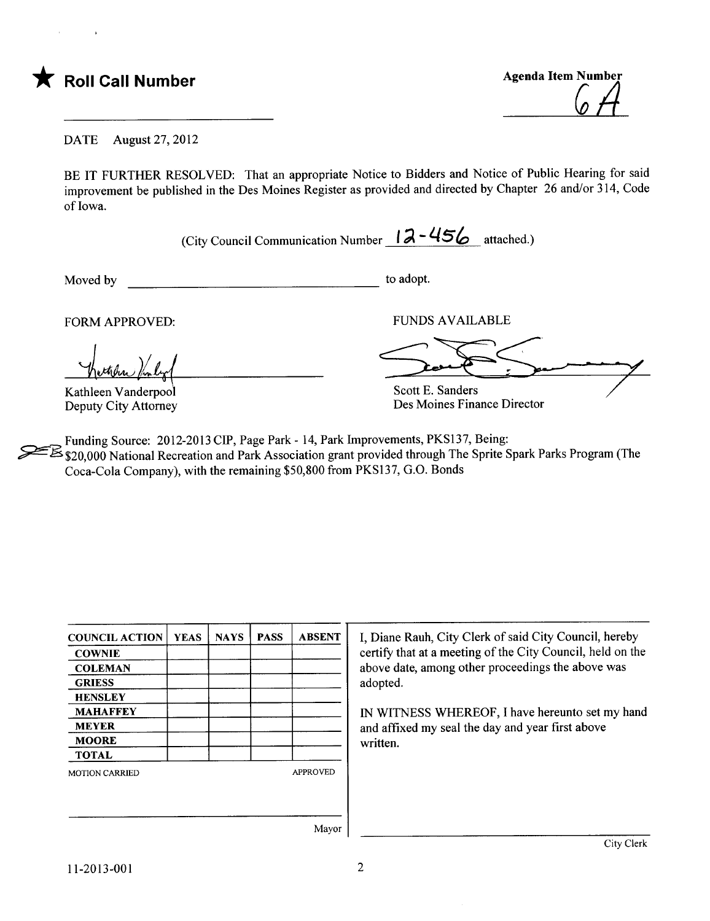★ **Roll Call Number**

**Agenda Item Number**
6A

DATE August 27, 2012

BE IT FURTHER RESOLVED: That an appropriate Notice to Bidders and Notice of Public Hearing for said improvement be published in the Des Moines Register as provided and directed by Chapter 26 and/or 314, Code of Iowa.

(City Council Communication Number 12-456 attached.)

Moved by ______________________________ to adopt.

FORM APPROVED:

Kathleen Vanderpool
Deputy City Attorney

FUNDS AVAILABLE

Scott E. Sanders
Des Moines Finance Director

Funding Source: 2012-2013 CIP, Page Park - 14, Park Improvements, PKS137, Being:
$20,000 National Recreation and Park Association grant provided through The Sprite Spark Parks Program (The Coca-Cola Company), with the remaining $50,800 from PKS137, G.O. Bonds

| COUNCIL ACTION | YEAS | NAYS | PASS | ABSENT |
|---|---|---|---|---|
| COWNIE | | | | |
| COLEMAN | | | | |
| GRIESS | | | | |
| HENSLEY | | | | |
| MAHAFFEY | | | | |
| MEYER | | | | |
| MOORE | | | | |
| TOTAL | | | | |

MOTION CARRIED APPROVED

Mayor

I, Diane Rauh, City Clerk of said City Council, hereby certify that at a meeting of the City Council, held on the above date, among other proceedings the above was adopted.

IN WITNESS WHEREOF, I have hereunto set my hand and affixed my seal the day and year first above written.

City Clerk

11-2013-001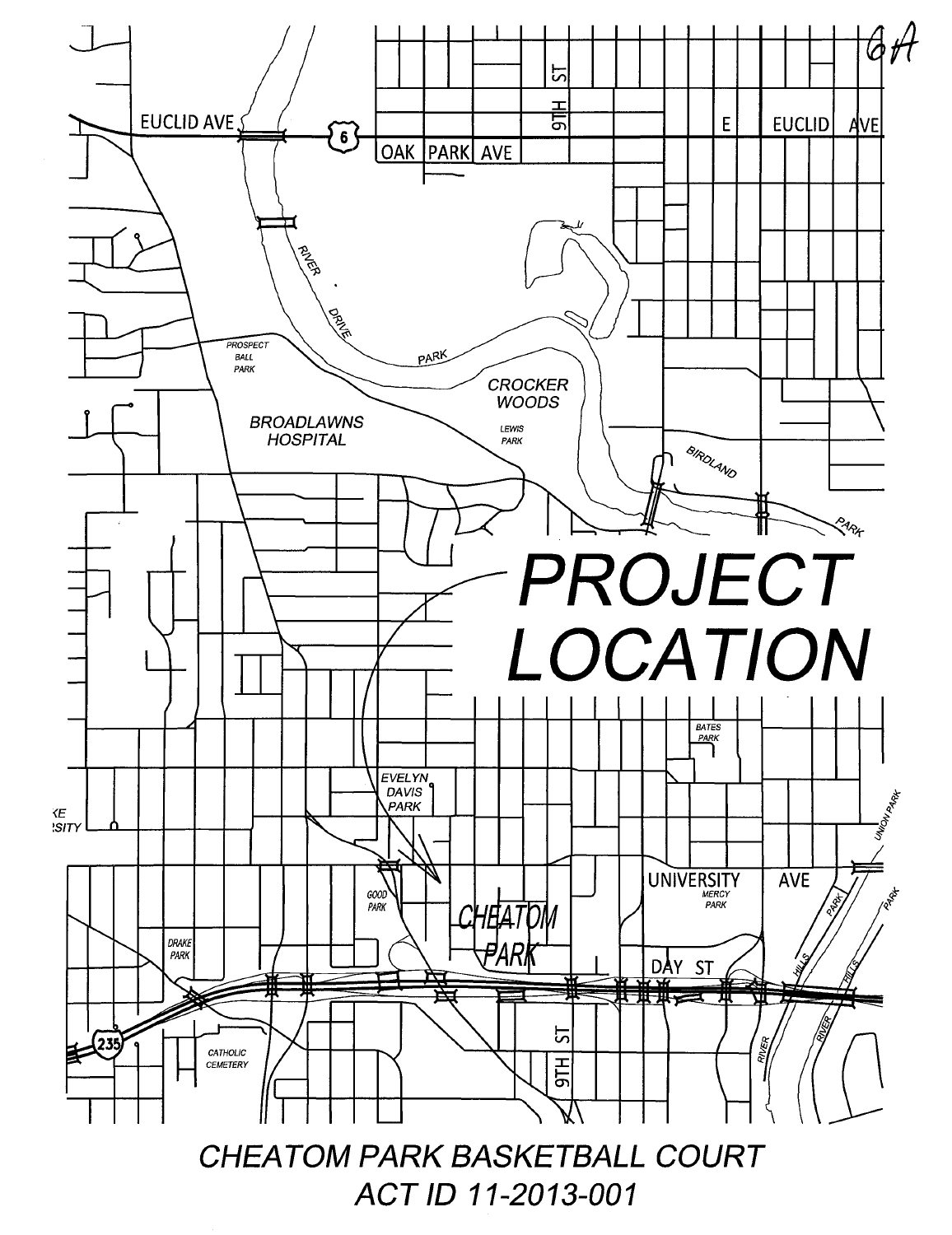6A

EUCLID AVE

E EUCLID AVE

OAK PARK AVE

9TH ST

RIVER DRIVE PARK

PROSPECT BALL PARK

BROADLAWNS HOSPITAL

CROCKER WOODS

LEWIS PARK

BIRDLAND PARK

# PROJECT LOCATION

BATES PARK

EVELYN DAVIS PARK

GOOD PARK

CHEATOM PARK

UNIVERSITY AVE

MERCY PARK

DAY ST

DRAKE PARK

CATHOLIC CEMETERY

9TH ST

RIVER HILLS PARK

UNION PARK

## CHEATOM PARK BASKETBALL COURT

## ACT ID 11-2013-001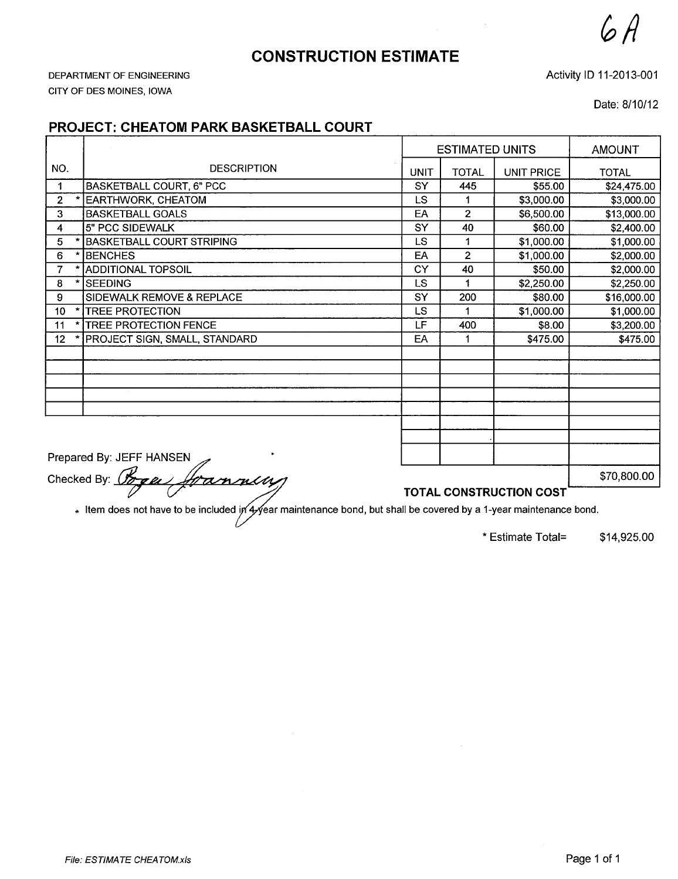6A

# CONSTRUCTION ESTIMATE

DEPARTMENT OF ENGINEERING
CITY OF DES MOINES, IOWA

Activity ID 11-2013-001

Date: 8/10/12

## PROJECT: CHEATOM PARK BASKETBALL COURT

| NO. | | DESCRIPTION | ESTIMATED UNITS | | | AMOUNT |
|---|---|---|---|---|---|---|
| | | | UNIT | TOTAL | UNIT PRICE | TOTAL |
| 1 | | BASKETBALL COURT, 6" PCC | SY | 445 | $55.00 | $24,475.00 |
| 2 | * | EARTHWORK, CHEATOM | LS | 1 | $3,000.00 | $3,000.00 |
| 3 | | BASKETBALL GOALS | EA | 2 | $6,500.00 | $13,000.00 |
| 4 | | 5" PCC SIDEWALK | SY | 40 | $60.00 | $2,400.00 |
| 5 | * | BASKETBALL COURT STRIPING | LS | 1 | $1,000.00 | $1,000.00 |
| 6 | * | BENCHES | EA | 2 | $1,000.00 | $2,000.00 |
| 7 | * | ADDITIONAL TOPSOIL | CY | 40 | $50.00 | $2,000.00 |
| 8 | * | SEEDING | LS | 1 | $2,250.00 | $2,250.00 |
| 9 | | SIDEWALK REMOVE & REPLACE | SY | 200 | $80.00 | $16,000.00 |
| 10 | * | TREE PROTECTION | LS | 1 | $1,000.00 | $1,000.00 |
| 11 | * | TREE PROTECTION FENCE | LF | 400 | $8.00 | $3,200.00 |
| 12 | * | PROJECT SIGN, SMALL, STANDARD | EA | 1 | $475.00 | $475.00 |
| | | **TOTAL CONSTRUCTION COST** | | | | $70,800.00 |

Prepared By: JEFF HANSEN

Checked By: Roger Brannery

\* Item does not have to be included in 4-year maintenance bond, but shall be covered by a 1-year maintenance bond.

\* Estimate Total= $14,925.00

*File: ESTIMATE CHEATOM.xls*